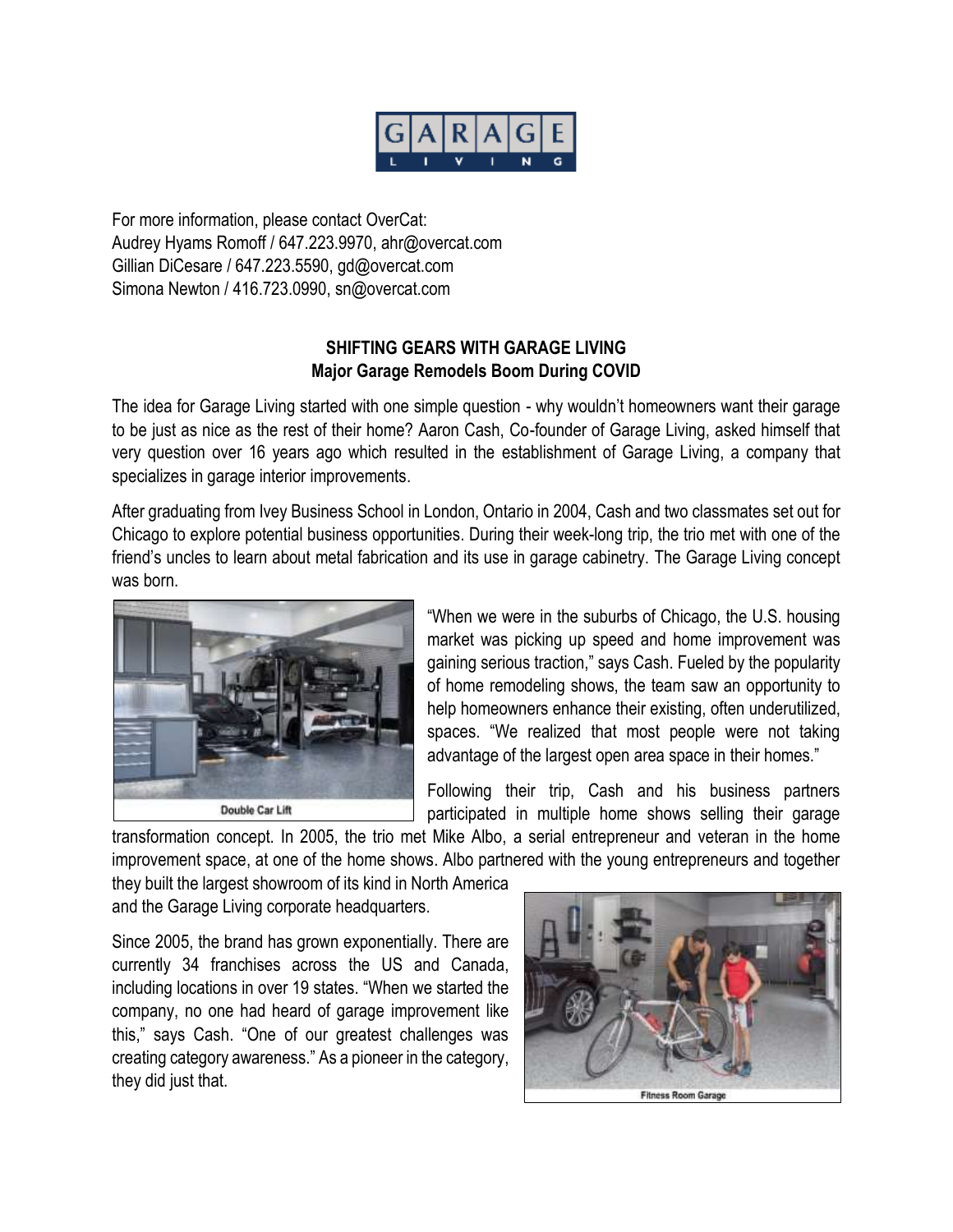GARAGE LIVING

For more information, please contact OverCat:
Audrey Hyams Romoff / 647.223.9970, ahr@overcat.com
Gillian DiCesare / 647.223.5590, gd@overcat.com
Simona Newton / 416.723.0990, sn@overcat.com

**SHIFTING GEARS WITH GARAGE LIVING**
**Major Garage Remodels Boom During COVID**

The idea for Garage Living started with one simple question - why wouldn't homeowners want their garage to be just as nice as the rest of their home? Aaron Cash, Co-founder of Garage Living, asked himself that very question over 16 years ago which resulted in the establishment of Garage Living, a company that specializes in garage interior improvements.

After graduating from Ivey Business School in London, Ontario in 2004, Cash and two classmates set out for Chicago to explore potential business opportunities. During their week-long trip, the trio met with one of the friend's uncles to learn about metal fabrication and its use in garage cabinetry. The Garage Living concept was born.

Double Car Lift

"When we were in the suburbs of Chicago, the U.S. housing market was picking up speed and home improvement was gaining serious traction," says Cash. Fueled by the popularity of home remodeling shows, the team saw an opportunity to help homeowners enhance their existing, often underutilized, spaces. "We realized that most people were not taking advantage of the largest open area space in their homes."

Following their trip, Cash and his business partners participated in multiple home shows selling their garage transformation concept. In 2005, the trio met Mike Albo, a serial entrepreneur and veteran in the home improvement space, at one of the home shows. Albo partnered with the young entrepreneurs and together they built the largest showroom of its kind in North America and the Garage Living corporate headquarters.

Since 2005, the brand has grown exponentially. There are currently 34 franchises across the US and Canada, including locations in over 19 states. "When we started the company, no one had heard of garage improvement like this," says Cash. "One of our greatest challenges was creating category awareness." As a pioneer in the category, they did just that.

Fitness Room Garage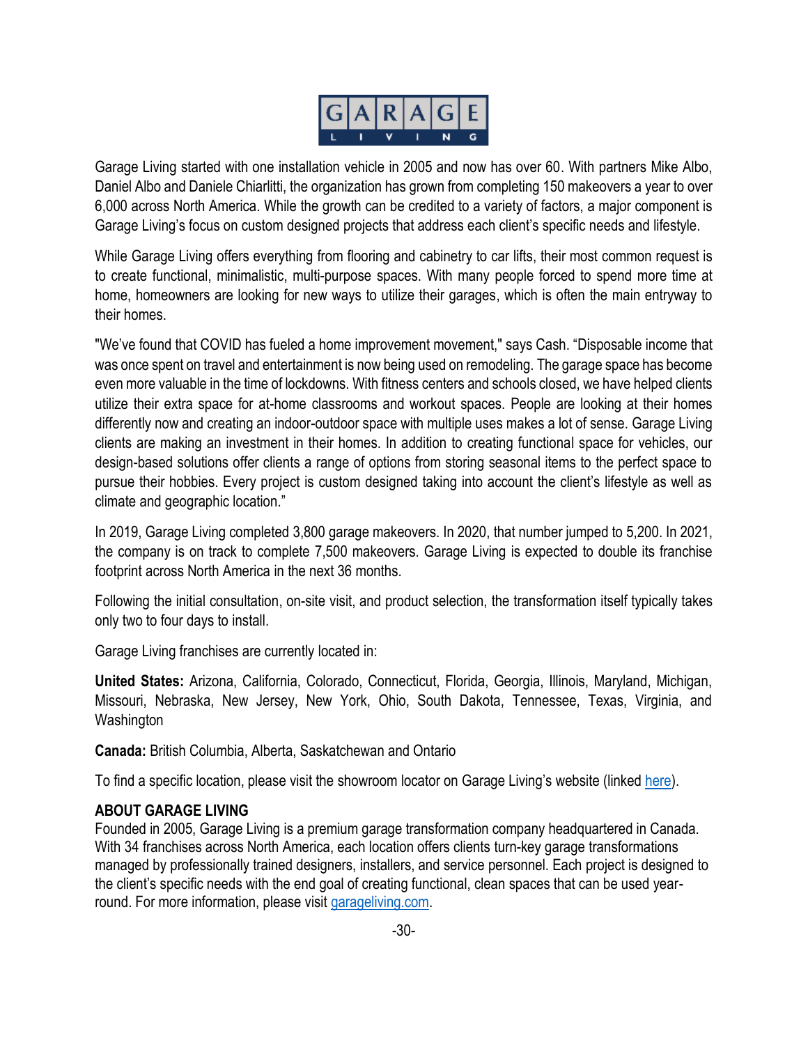Garage Living started with one installation vehicle in 2005 and now has over 60. With partners Mike Albo, Daniel Albo and Daniele Chiarlitti, the organization has grown from completing 150 makeovers a year to over 6,000 across North America. While the growth can be credited to a variety of factors, a major component is Garage Living's focus on custom designed projects that address each client's specific needs and lifestyle.

While Garage Living offers everything from flooring and cabinetry to car lifts, their most common request is to create functional, minimalistic, multi-purpose spaces. With many people forced to spend more time at home, homeowners are looking for new ways to utilize their garages, which is often the main entryway to their homes.

"We've found that COVID has fueled a home improvement movement," says Cash. "Disposable income that was once spent on travel and entertainment is now being used on remodeling. The garage space has become even more valuable in the time of lockdowns. With fitness centers and schools closed, we have helped clients utilize their extra space for at-home classrooms and workout spaces. People are looking at their homes differently now and creating an indoor-outdoor space with multiple uses makes a lot of sense. Garage Living clients are making an investment in their homes. In addition to creating functional space for vehicles, our design-based solutions offer clients a range of options from storing seasonal items to the perfect space to pursue their hobbies. Every project is custom designed taking into account the client's lifestyle as well as climate and geographic location."

In 2019, Garage Living completed 3,800 garage makeovers. In 2020, that number jumped to 5,200. In 2021, the company is on track to complete 7,500 makeovers. Garage Living is expected to double its franchise footprint across North America in the next 36 months.

Following the initial consultation, on-site visit, and product selection, the transformation itself typically takes only two to four days to install.

Garage Living franchises are currently located in:

**United States:** Arizona, California, Colorado, Connecticut, Florida, Georgia, Illinois, Maryland, Michigan, Missouri, Nebraska, New Jersey, New York, Ohio, South Dakota, Tennessee, Texas, Virginia, and Washington

**Canada:** British Columbia, Alberta, Saskatchewan and Ontario

To find a specific location, please visit the showroom locator on Garage Living's website (linked here).

**ABOUT GARAGE LIVING**

Founded in 2005, Garage Living is a premium garage transformation company headquartered in Canada. With 34 franchises across North America, each location offers clients turn-key garage transformations managed by professionally trained designers, installers, and service personnel. Each project is designed to the client's specific needs with the end goal of creating functional, clean spaces that can be used year-round. For more information, please visit garageliving.com.

-30-